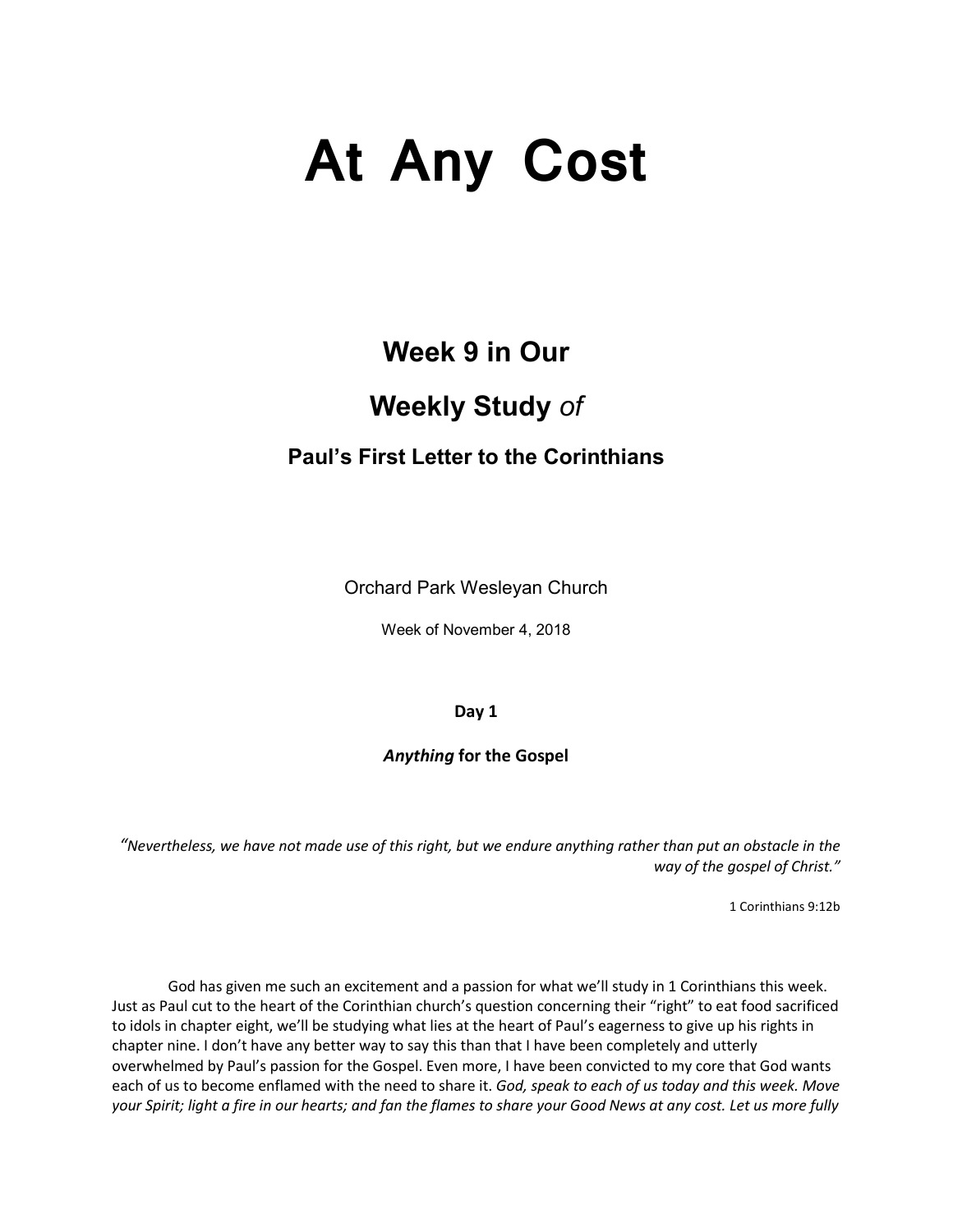# At Any Cost

## Week 9 in Our

## Weekly Study *of*

### Paul's First Letter to the Corinthians

Orchard Park Wesleyan Church

Week of November 4, 2018

**Day 1**

***Anything* for the Gospel**

*"Nevertheless, we have not made use of this right, but we endure anything rather than put an obstacle in the way of the gospel of Christ."*

1 Corinthians 9:12b

God has given me such an excitement and a passion for what we'll study in 1 Corinthians this week. Just as Paul cut to the heart of the Corinthian church's question concerning their "right" to eat food sacrificed to idols in chapter eight, we'll be studying what lies at the heart of Paul's eagerness to give up his rights in chapter nine. I don't have any better way to say this than that I have been completely and utterly overwhelmed by Paul's passion for the Gospel. Even more, I have been convicted to my core that God wants each of us to become enflamed with the need to share it. *God, speak to each of us today and this week. Move your Spirit; light a fire in our hearts; and fan the flames to share your Good News at any cost. Let us more fully*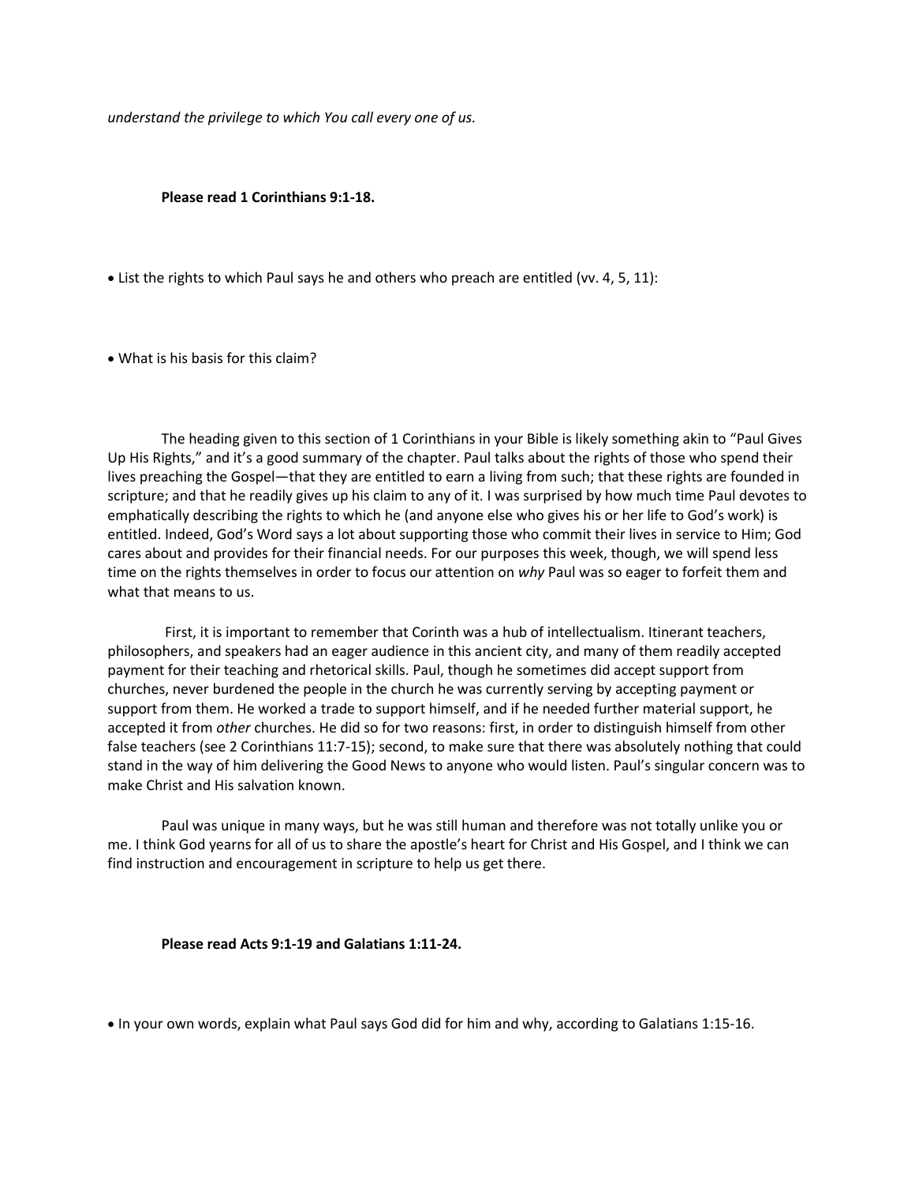*understand the privilege to which You call every one of us.*

**Please read 1 Corinthians 9:1-18.**

- List the rights to which Paul says he and others who preach are entitled (vv. 4, 5, 11):

- What is his basis for this claim?

The heading given to this section of 1 Corinthians in your Bible is likely something akin to "Paul Gives Up His Rights," and it's a good summary of the chapter. Paul talks about the rights of those who spend their lives preaching the Gospel—that they are entitled to earn a living from such; that these rights are founded in scripture; and that he readily gives up his claim to any of it. I was surprised by how much time Paul devotes to emphatically describing the rights to which he (and anyone else who gives his or her life to God's work) is entitled. Indeed, God's Word says a lot about supporting those who commit their lives in service to Him; God cares about and provides for their financial needs. For our purposes this week, though, we will spend less time on the rights themselves in order to focus our attention on *why* Paul was so eager to forfeit them and what that means to us.

First, it is important to remember that Corinth was a hub of intellectualism. Itinerant teachers, philosophers, and speakers had an eager audience in this ancient city, and many of them readily accepted payment for their teaching and rhetorical skills. Paul, though he sometimes did accept support from churches, never burdened the people in the church he was currently serving by accepting payment or support from them. He worked a trade to support himself, and if he needed further material support, he accepted it from *other* churches. He did so for two reasons: first, in order to distinguish himself from other false teachers (see 2 Corinthians 11:7-15); second, to make sure that there was absolutely nothing that could stand in the way of him delivering the Good News to anyone who would listen. Paul's singular concern was to make Christ and His salvation known.

Paul was unique in many ways, but he was still human and therefore was not totally unlike you or me. I think God yearns for all of us to share the apostle's heart for Christ and His Gospel, and I think we can find instruction and encouragement in scripture to help us get there.

**Please read Acts 9:1-19 and Galatians 1:11-24.**

- In your own words, explain what Paul says God did for him and why, according to Galatians 1:15-16.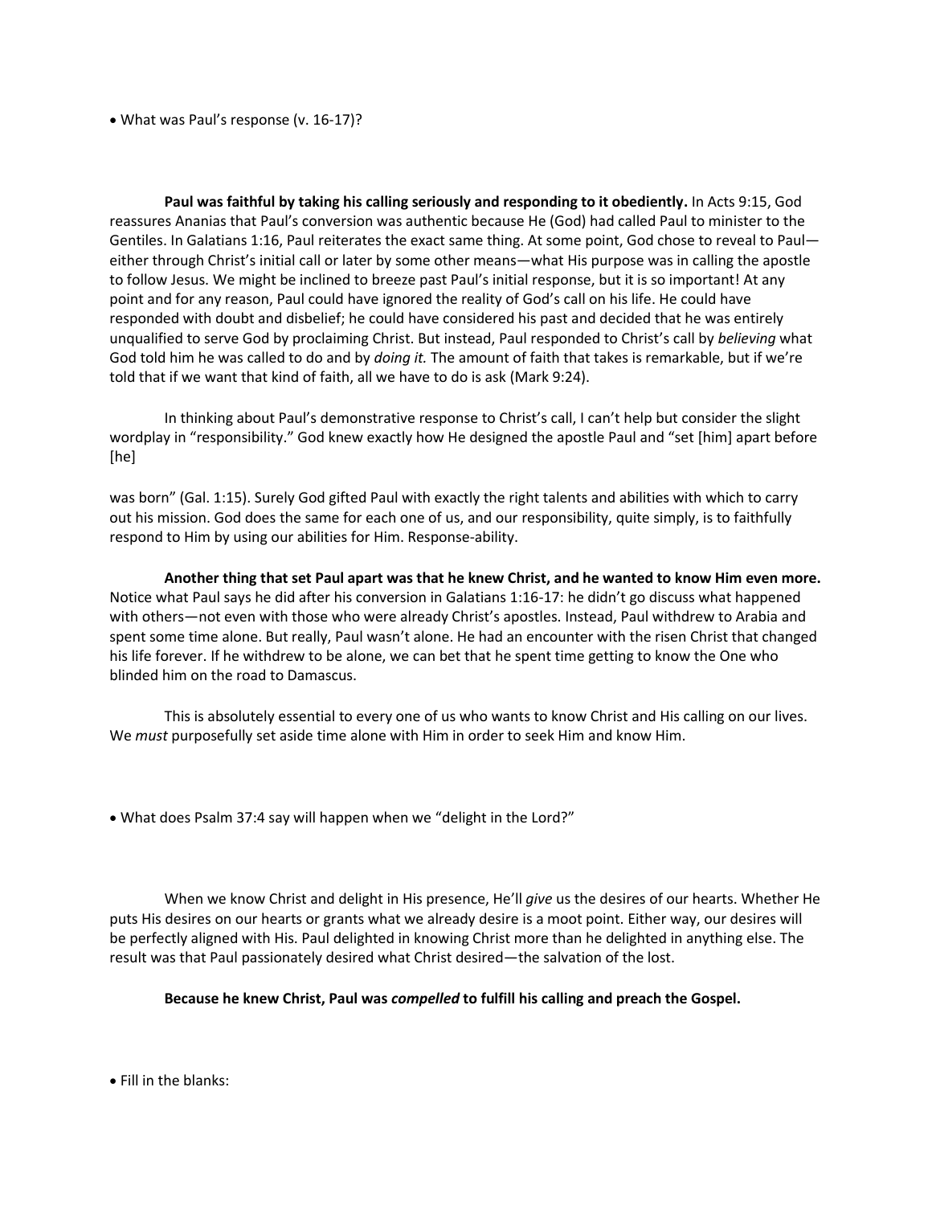- What was Paul's response (v. 16-17)?

**Paul was faithful by taking his calling seriously and responding to it obediently.** In Acts 9:15, God reassures Ananias that Paul's conversion was authentic because He (God) had called Paul to minister to the Gentiles. In Galatians 1:16, Paul reiterates the exact same thing. At some point, God chose to reveal to Paul—either through Christ's initial call or later by some other means—what His purpose was in calling the apostle to follow Jesus. We might be inclined to breeze past Paul's initial response, but it is so important! At any point and for any reason, Paul could have ignored the reality of God's call on his life. He could have responded with doubt and disbelief; he could have considered his past and decided that he was entirely unqualified to serve God by proclaiming Christ. But instead, Paul responded to Christ's call by *believing* what God told him he was called to do and by *doing it.* The amount of faith that takes is remarkable, but if we're told that if we want that kind of faith, all we have to do is ask (Mark 9:24).

In thinking about Paul's demonstrative response to Christ's call, I can't help but consider the slight wordplay in "responsibility." God knew exactly how He designed the apostle Paul and "set [him] apart before [he] was born" (Gal. 1:15). Surely God gifted Paul with exactly the right talents and abilities with which to carry out his mission. God does the same for each one of us, and our responsibility, quite simply, is to faithfully respond to Him by using our abilities for Him. Response-ability.

**Another thing that set Paul apart was that he knew Christ, and he wanted to know Him even more.** Notice what Paul says he did after his conversion in Galatians 1:16-17: he didn't go discuss what happened with others—not even with those who were already Christ's apostles. Instead, Paul withdrew to Arabia and spent some time alone. But really, Paul wasn't alone. He had an encounter with the risen Christ that changed his life forever. If he withdrew to be alone, we can bet that he spent time getting to know the One who blinded him on the road to Damascus.

This is absolutely essential to every one of us who wants to know Christ and His calling on our lives. We *must* purposefully set aside time alone with Him in order to seek Him and know Him.

- What does Psalm 37:4 say will happen when we "delight in the Lord?"

When we know Christ and delight in His presence, He'll *give* us the desires of our hearts. Whether He puts His desires on our hearts or grants what we already desire is a moot point. Either way, our desires will be perfectly aligned with His. Paul delighted in knowing Christ more than he delighted in anything else. The result was that Paul passionately desired what Christ desired—the salvation of the lost.

**Because he knew Christ, Paul was *compelled* to fulfill his calling and preach the Gospel.**

- Fill in the blanks: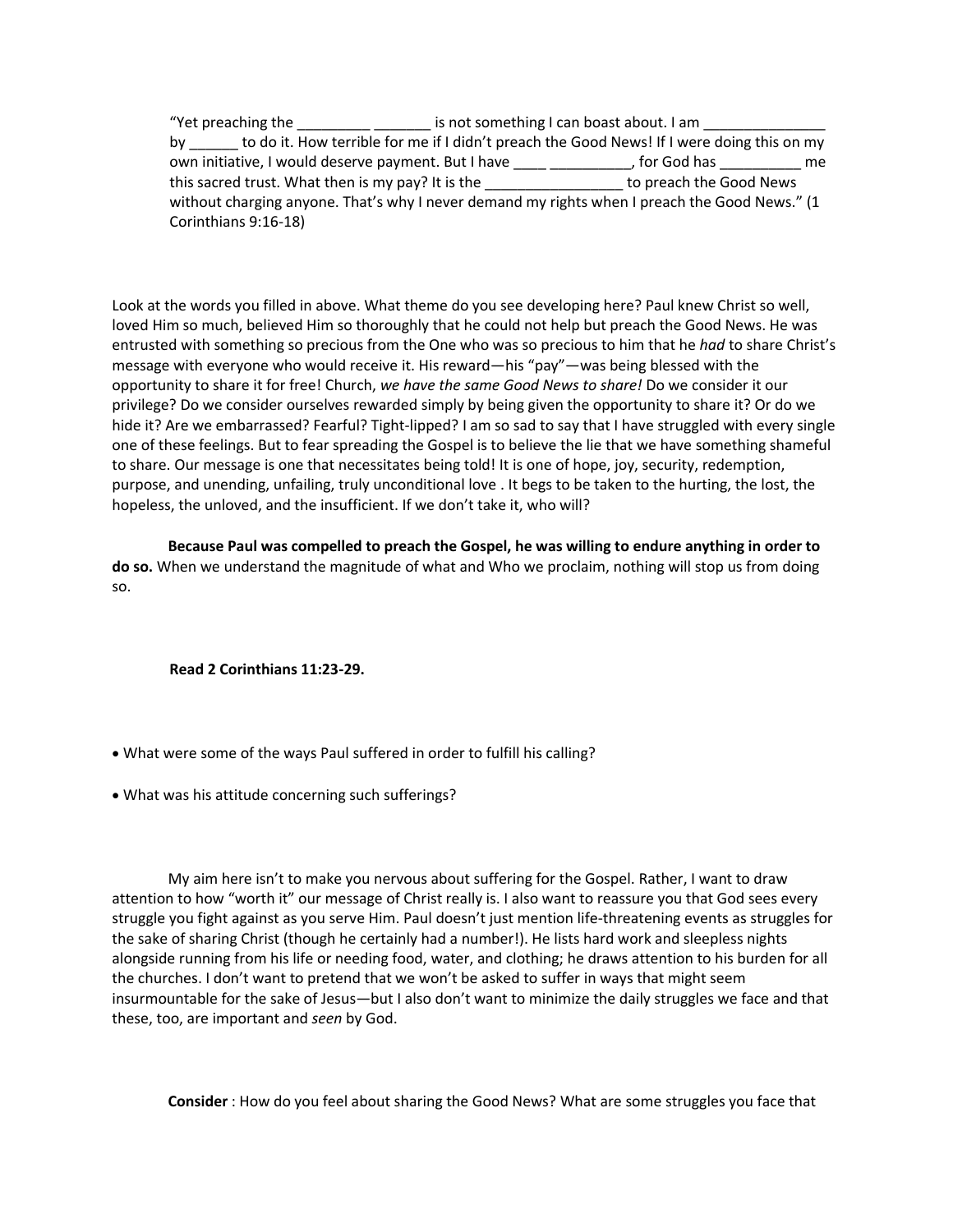"Yet preaching the _________ _______ is not something I can boast about. I am _______________ by ______ to do it. How terrible for me if I didn't preach the Good News! If I were doing this on my own initiative, I would deserve payment. But I have ____ __________, for God has __________ me this sacred trust. What then is my pay? It is the _________________ to preach the Good News without charging anyone. That's why I never demand my rights when I preach the Good News." (1 Corinthians 9:16-18)

Look at the words you filled in above. What theme do you see developing here? Paul knew Christ so well, loved Him so much, believed Him so thoroughly that he could not help but preach the Good News. He was entrusted with something so precious from the One who was so precious to him that he *had* to share Christ's message with everyone who would receive it. His reward—his "pay"—was being blessed with the opportunity to share it for free! Church, *we have the same Good News to share!* Do we consider it our privilege? Do we consider ourselves rewarded simply by being given the opportunity to share it? Or do we hide it? Are we embarrassed? Fearful? Tight-lipped? I am so sad to say that I have struggled with every single one of these feelings. But to fear spreading the Gospel is to believe the lie that we have something shameful to share. Our message is one that necessitates being told! It is one of hope, joy, security, redemption, purpose, and unending, unfailing, truly unconditional love . It begs to be taken to the hurting, the lost, the hopeless, the unloved, and the insufficient. If we don't take it, who will?

**Because Paul was compelled to preach the Gospel, he was willing to endure anything in order to do so.** When we understand the magnitude of what and Who we proclaim, nothing will stop us from doing so.

**Read 2 Corinthians 11:23-29.**

- What were some of the ways Paul suffered in order to fulfill his calling?
- What was his attitude concerning such sufferings?

My aim here isn't to make you nervous about suffering for the Gospel. Rather, I want to draw attention to how "worth it" our message of Christ really is. I also want to reassure you that God sees every struggle you fight against as you serve Him. Paul doesn't just mention life-threatening events as struggles for the sake of sharing Christ (though he certainly had a number!). He lists hard work and sleepless nights alongside running from his life or needing food, water, and clothing; he draws attention to his burden for all the churches. I don't want to pretend that we won't be asked to suffer in ways that might seem insurmountable for the sake of Jesus—but I also don't want to minimize the daily struggles we face and that these, too, are important and *seen* by God.

**Consider** : How do you feel about sharing the Good News? What are some struggles you face that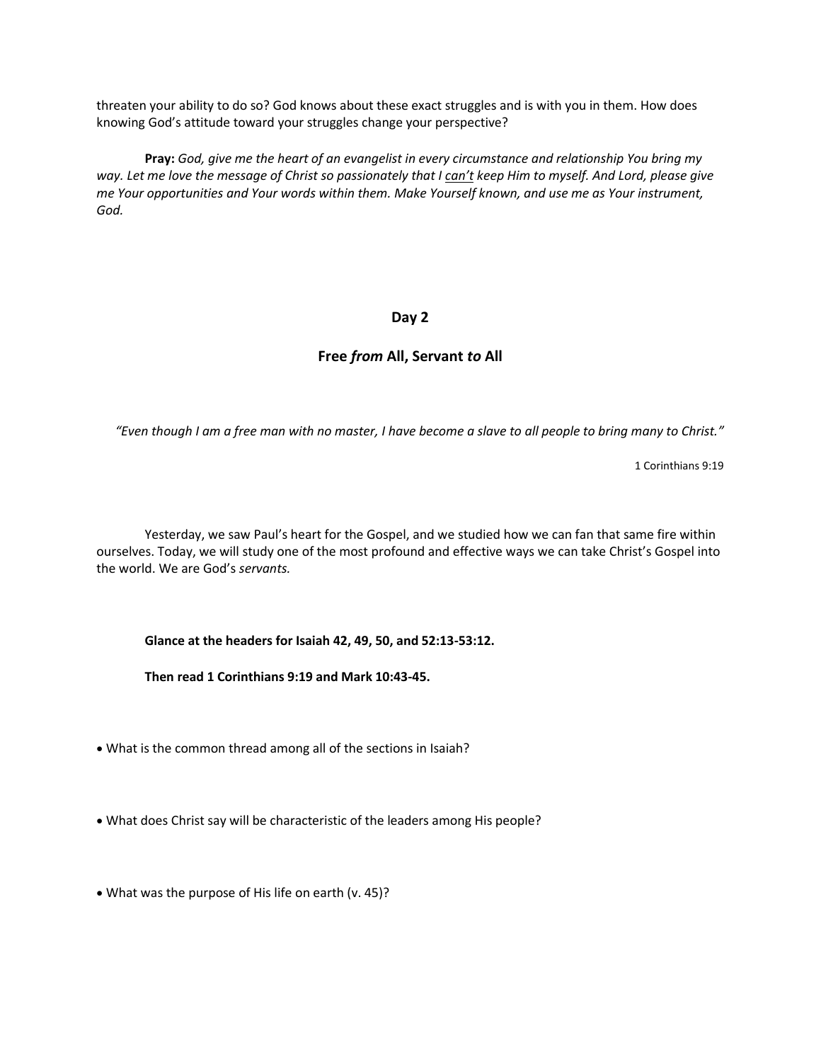threaten your ability to do so? God knows about these exact struggles and is with you in them. How does knowing God's attitude toward your struggles change your perspective?

**Pray:** *God, give me the heart of an evangelist in every circumstance and relationship You bring my way. Let me love the message of Christ so passionately that I <u>can't</u> keep Him to myself. And Lord, please give me Your opportunities and Your words within them. Make Yourself known, and use me as Your instrument, God.*

## Day 2

## Free *from* All, Servant *to* All

*"Even though I am a free man with no master, I have become a slave to all people to bring many to Christ."*

1 Corinthians 9:19

Yesterday, we saw Paul's heart for the Gospel, and we studied how we can fan that same fire within ourselves. Today, we will study one of the most profound and effective ways we can take Christ's Gospel into the world. We are God's *servants.*

**Glance at the headers for Isaiah 42, 49, 50, and 52:13-53:12.**

**Then read 1 Corinthians 9:19 and Mark 10:43-45.**

- What is the common thread among all of the sections in Isaiah?

- What does Christ say will be characteristic of the leaders among His people?

- What was the purpose of His life on earth (v. 45)?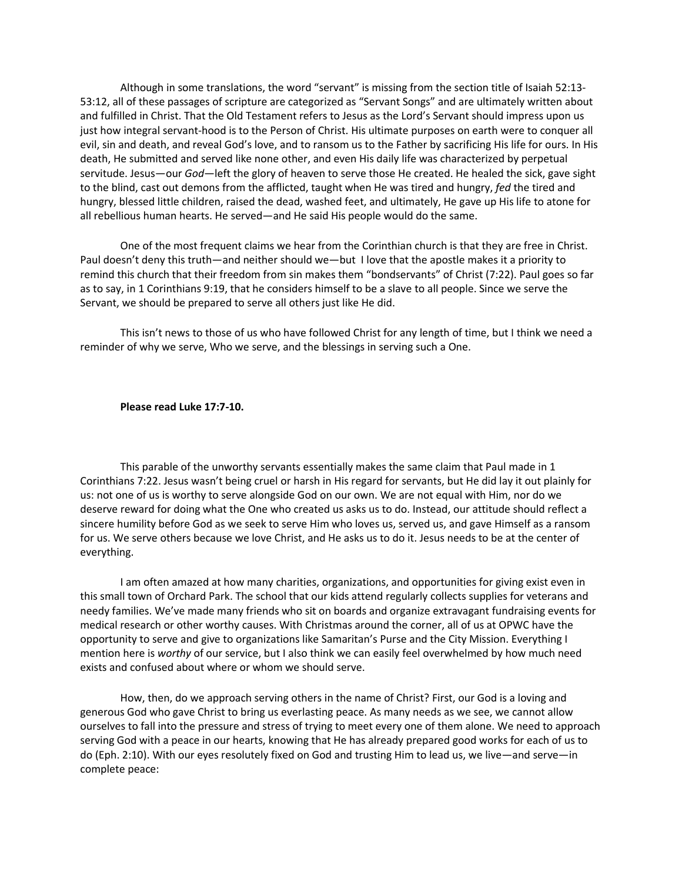Although in some translations, the word "servant" is missing from the section title of Isaiah 52:13-53:12, all of these passages of scripture are categorized as "Servant Songs" and are ultimately written about and fulfilled in Christ. That the Old Testament refers to Jesus as the Lord's Servant should impress upon us just how integral servant-hood is to the Person of Christ. His ultimate purposes on earth were to conquer all evil, sin and death, and reveal God's love, and to ransom us to the Father by sacrificing His life for ours. In His death, He submitted and served like none other, and even His daily life was characterized by perpetual servitude. Jesus—our *God*—left the glory of heaven to serve those He created. He healed the sick, gave sight to the blind, cast out demons from the afflicted, taught when He was tired and hungry, *fed* the tired and hungry, blessed little children, raised the dead, washed feet, and ultimately, He gave up His life to atone for all rebellious human hearts. He served—and He said His people would do the same.

One of the most frequent claims we hear from the Corinthian church is that they are free in Christ. Paul doesn't deny this truth—and neither should we—but I love that the apostle makes it a priority to remind this church that their freedom from sin makes them "bondservants" of Christ (7:22). Paul goes so far as to say, in 1 Corinthians 9:19, that he considers himself to be a slave to all people. Since we serve the Servant, we should be prepared to serve all others just like He did.

This isn't news to those of us who have followed Christ for any length of time, but I think we need a reminder of why we serve, Who we serve, and the blessings in serving such a One.

**Please read Luke 17:7-10.**

This parable of the unworthy servants essentially makes the same claim that Paul made in 1 Corinthians 7:22. Jesus wasn't being cruel or harsh in His regard for servants, but He did lay it out plainly for us: not one of us is worthy to serve alongside God on our own. We are not equal with Him, nor do we deserve reward for doing what the One who created us asks us to do. Instead, our attitude should reflect a sincere humility before God as we seek to serve Him who loves us, served us, and gave Himself as a ransom for us. We serve others because we love Christ, and He asks us to do it. Jesus needs to be at the center of everything.

I am often amazed at how many charities, organizations, and opportunities for giving exist even in this small town of Orchard Park. The school that our kids attend regularly collects supplies for veterans and needy families. We've made many friends who sit on boards and organize extravagant fundraising events for medical research or other worthy causes. With Christmas around the corner, all of us at OPWC have the opportunity to serve and give to organizations like Samaritan's Purse and the City Mission. Everything I mention here is *worthy* of our service, but I also think we can easily feel overwhelmed by how much need exists and confused about where or whom we should serve.

How, then, do we approach serving others in the name of Christ? First, our God is a loving and generous God who gave Christ to bring us everlasting peace. As many needs as we see, we cannot allow ourselves to fall into the pressure and stress of trying to meet every one of them alone. We need to approach serving God with a peace in our hearts, knowing that He has already prepared good works for each of us to do (Eph. 2:10). With our eyes resolutely fixed on God and trusting Him to lead us, we live—and serve—in complete peace: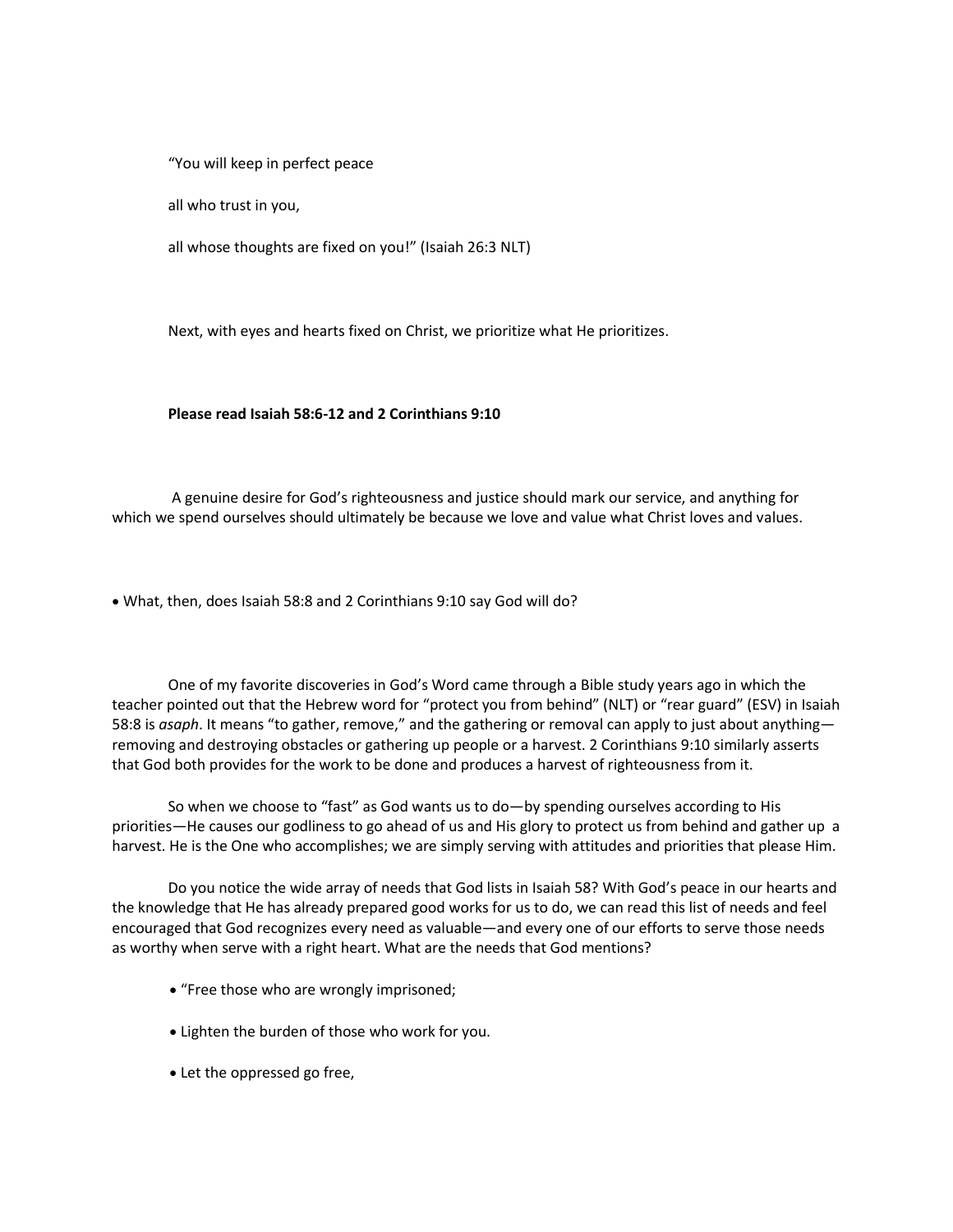"You will keep in perfect peace

all who trust in you,

all whose thoughts are fixed on you!" (Isaiah 26:3 NLT)

Next, with eyes and hearts fixed on Christ, we prioritize what He prioritizes.

**Please read Isaiah 58:6-12 and 2 Corinthians 9:10**

A genuine desire for God's righteousness and justice should mark our service, and anything for which we spend ourselves should ultimately be because we love and value what Christ loves and values.

• What, then, does Isaiah 58:8 and 2 Corinthians 9:10 say God will do?

One of my favorite discoveries in God's Word came through a Bible study years ago in which the teacher pointed out that the Hebrew word for "protect you from behind" (NLT) or "rear guard" (ESV) in Isaiah 58:8 is *asaph*. It means "to gather, remove," and the gathering or removal can apply to just about anything—removing and destroying obstacles or gathering up people or a harvest. 2 Corinthians 9:10 similarly asserts that God both provides for the work to be done and produces a harvest of righteousness from it.

So when we choose to "fast" as God wants us to do—by spending ourselves according to His priorities—He causes our godliness to go ahead of us and His glory to protect us from behind and gather up a harvest. He is the One who accomplishes; we are simply serving with attitudes and priorities that please Him.

Do you notice the wide array of needs that God lists in Isaiah 58? With God's peace in our hearts and the knowledge that He has already prepared good works for us to do, we can read this list of needs and feel encouraged that God recognizes every need as valuable—and every one of our efforts to serve those needs as worthy when serve with a right heart. What are the needs that God mentions?

- "Free those who are wrongly imprisoned;
- Lighten the burden of those who work for you.
- Let the oppressed go free,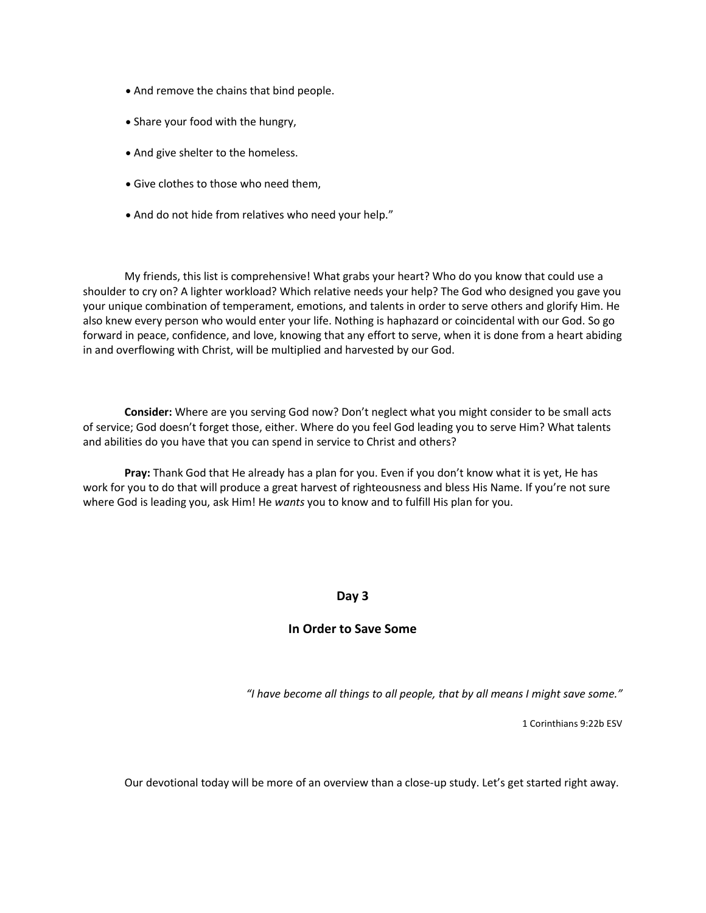- And remove the chains that bind people.
- Share your food with the hungry,
- And give shelter to the homeless.
- Give clothes to those who need them,
- And do not hide from relatives who need your help."

My friends, this list is comprehensive! What grabs your heart? Who do you know that could use a shoulder to cry on? A lighter workload? Which relative needs your help? The God who designed you gave you your unique combination of temperament, emotions, and talents in order to serve others and glorify Him. He also knew every person who would enter your life. Nothing is haphazard or coincidental with our God. So go forward in peace, confidence, and love, knowing that any effort to serve, when it is done from a heart abiding in and overflowing with Christ, will be multiplied and harvested by our God.

**Consider:** Where are you serving God now? Don't neglect what you might consider to be small acts of service; God doesn't forget those, either. Where do you feel God leading you to serve Him? What talents and abilities do you have that you can spend in service to Christ and others?

**Pray:** Thank God that He already has a plan for you. Even if you don't know what it is yet, He has work for you to do that will produce a great harvest of righteousness and bless His Name. If you're not sure where God is leading you, ask Him! He *wants* you to know and to fulfill His plan for you.

## Day 3

## In Order to Save Some

*"I have become all things to all people, that by all means I might save some."*

1 Corinthians 9:22b ESV

Our devotional today will be more of an overview than a close-up study. Let's get started right away.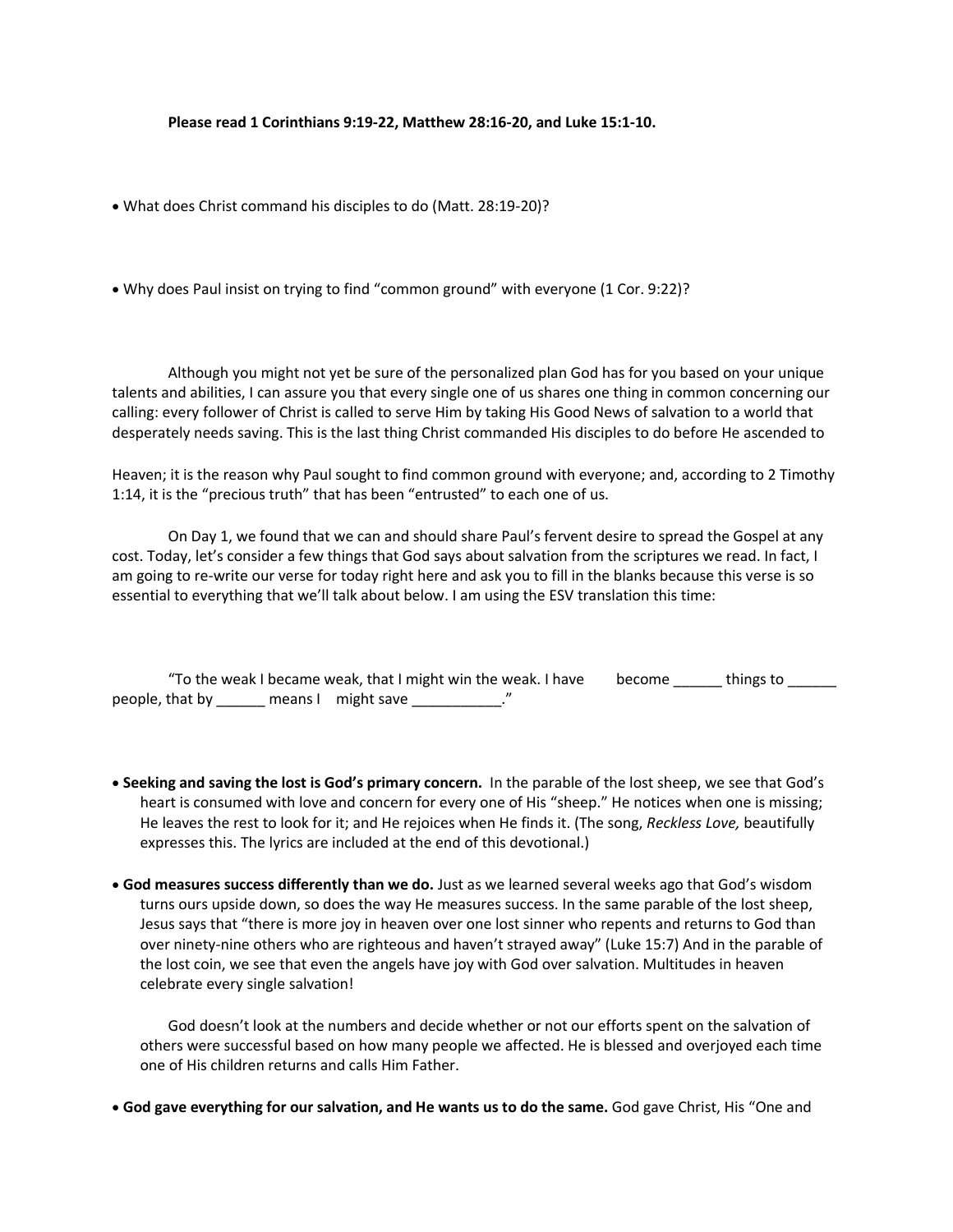**Please read 1 Corinthians 9:19-22, Matthew 28:16-20, and Luke 15:1-10.**

- What does Christ command his disciples to do (Matt. 28:19-20)?

- Why does Paul insist on trying to find "common ground" with everyone (1 Cor. 9:22)?

Although you might not yet be sure of the personalized plan God has for you based on your unique talents and abilities, I can assure you that every single one of us shares one thing in common concerning our calling: every follower of Christ is called to serve Him by taking His Good News of salvation to a world that desperately needs saving. This is the last thing Christ commanded His disciples to do before He ascended to Heaven; it is the reason why Paul sought to find common ground with everyone; and, according to 2 Timothy 1:14, it is the "precious truth" that has been "entrusted" to each one of us.

On Day 1, we found that we can and should share Paul's fervent desire to spread the Gospel at any cost. Today, let's consider a few things that God says about salvation from the scriptures we read. In fact, I am going to re-write our verse for today right here and ask you to fill in the blanks because this verse is so essential to everything that we'll talk about below. I am using the ESV translation this time:

"To the weak I became weak, that I might win the weak. I have become ______ things to ______ people, that by ______ means I might save ___________."

- **Seeking and saving the lost is God's primary concern.** In the parable of the lost sheep, we see that God's heart is consumed with love and concern for every one of His "sheep." He notices when one is missing; He leaves the rest to look for it; and He rejoices when He finds it. (The song, *Reckless Love,* beautifully expresses this. The lyrics are included at the end of this devotional.)

- **God measures success differently than we do.** Just as we learned several weeks ago that God's wisdom turns ours upside down, so does the way He measures success. In the same parable of the lost sheep, Jesus says that "there is more joy in heaven over one lost sinner who repents and returns to God than over ninety-nine others who are righteous and haven't strayed away" (Luke 15:7) And in the parable of the lost coin, we see that even the angels have joy with God over salvation. Multitudes in heaven celebrate every single salvation!

  God doesn't look at the numbers and decide whether or not our efforts spent on the salvation of others were successful based on how many people we affected. He is blessed and overjoyed each time one of His children returns and calls Him Father.

- **God gave everything for our salvation, and He wants us to do the same.** God gave Christ, His "One and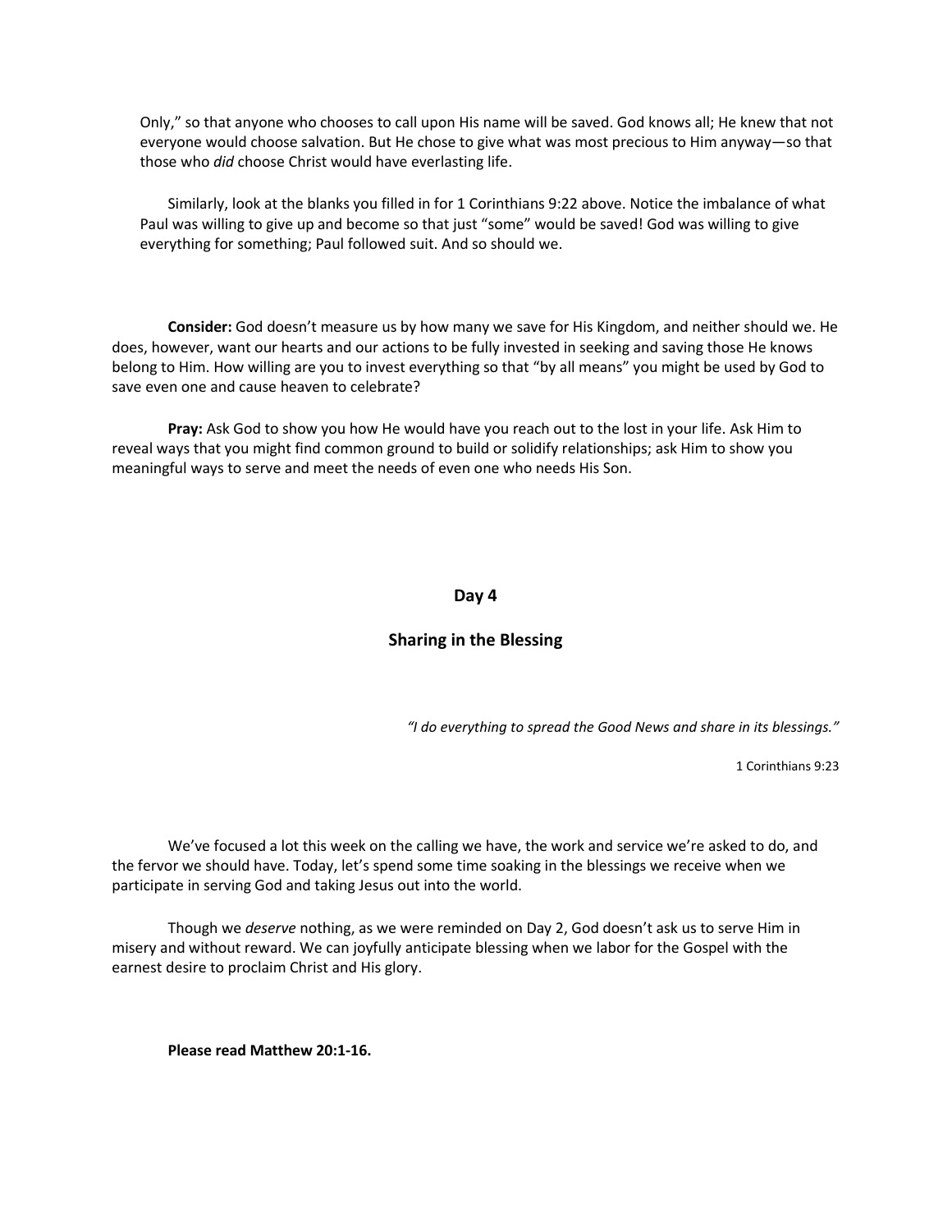Only," so that anyone who chooses to call upon His name will be saved. God knows all; He knew that not everyone would choose salvation. But He chose to give what was most precious to Him anyway—so that those who *did* choose Christ would have everlasting life.

Similarly, look at the blanks you filled in for 1 Corinthians 9:22 above. Notice the imbalance of what Paul was willing to give up and become so that just "some" would be saved! God was willing to give everything for something; Paul followed suit. And so should we.

**Consider:** God doesn't measure us by how many we save for His Kingdom, and neither should we. He does, however, want our hearts and our actions to be fully invested in seeking and saving those He knows belong to Him. How willing are you to invest everything so that "by all means" you might be used by God to save even one and cause heaven to celebrate?

**Pray:** Ask God to show you how He would have you reach out to the lost in your life. Ask Him to reveal ways that you might find common ground to build or solidify relationships; ask him to show you meaningful ways to serve and meet the needs of even one who needs His Son.

## Day 4

## Sharing in the Blessing

*"I do everything to spread the Good News and share in its blessings."*

1 Corinthians 9:23

We've focused a lot this week on the calling we have, the work and service we're asked to do, and the fervor we should have. Today, let's spend some time soaking in the blessings we receive when we participate in serving God and taking Jesus out into the world.

Though we *deserve* nothing, as we were reminded on Day 2, God doesn't ask us to serve Him in misery and without reward. We can joyfully anticipate blessing when we labor for the Gospel with the earnest desire to proclaim Christ and His glory.

**Please read Matthew 20:1-16.**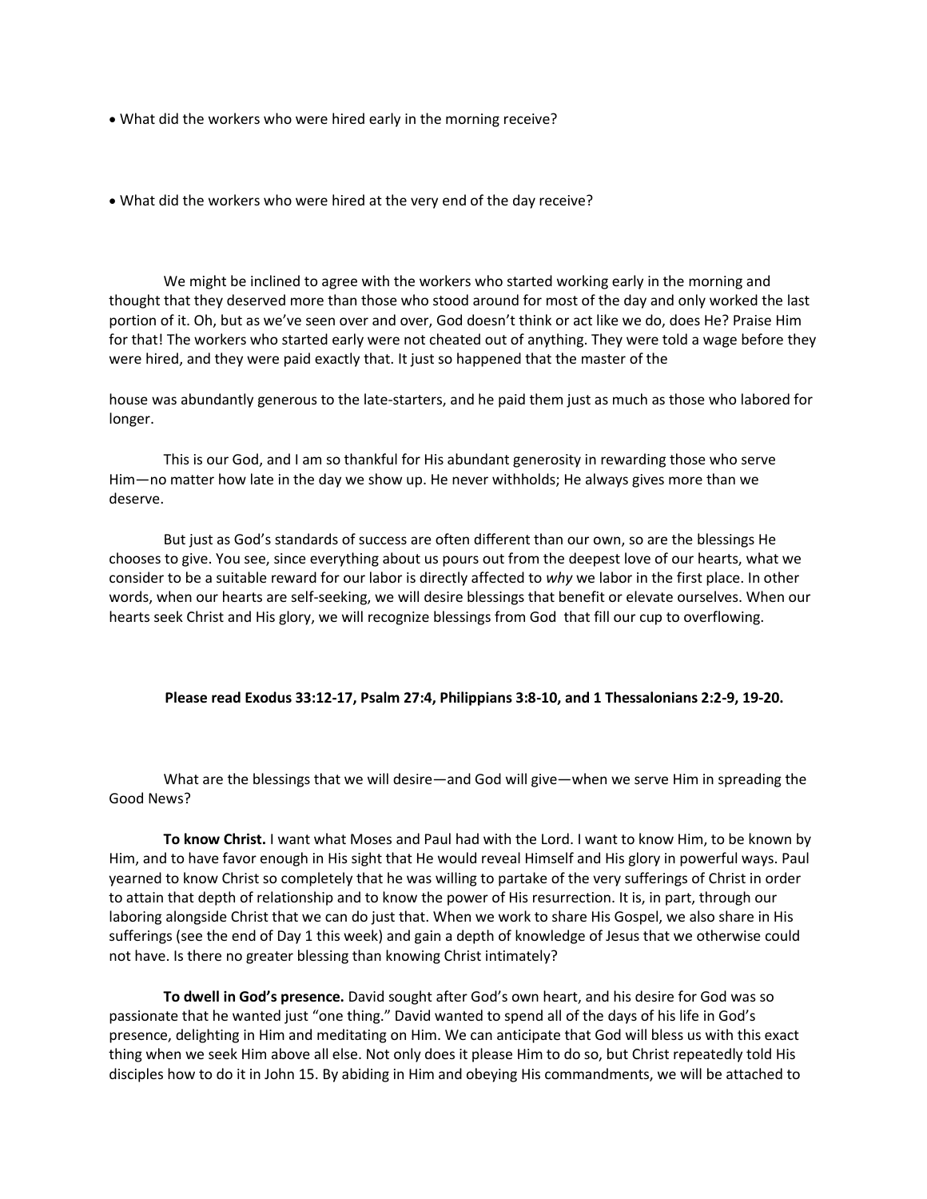- What did the workers who were hired early in the morning receive?

- What did the workers who were hired at the very end of the day receive?

We might be inclined to agree with the workers who started working early in the morning and thought that they deserved more than those who stood around for most of the day and only worked the last portion of it. Oh, but as we've seen over and over, God doesn't think or act like we do, does He? Praise Him for that! The workers who started early were not cheated out of anything. They were told a wage before they were hired, and they were paid exactly that. It just so happened that the master of the house was abundantly generous to the late-starters, and he paid them just as much as those who labored for longer.

This is our God, and I am so thankful for His abundant generosity in rewarding those who serve Him—no matter how late in the day we show up. He never withholds; He always gives more than we deserve.

But just as God's standards of success are often different than our own, so are the blessings He chooses to give. You see, since everything about us pours out from the deepest love of our hearts, what we consider to be a suitable reward for our labor is directly affected to *why* we labor in the first place. In other words, when our hearts are self-seeking, we will desire blessings that benefit or elevate ourselves. When our hearts seek Christ and His glory, we will recognize blessings from God that fill our cup to overflowing.

**Please read Exodus 33:12-17, Psalm 27:4, Philippians 3:8-10, and 1 Thessalonians 2:2-9, 19-20.**

What are the blessings that we will desire—and God will give—when we serve Him in spreading the Good News?

**To know Christ.** I want what Moses and Paul had with the Lord. I want to know Him, to be known by Him, and to have favor enough in His sight that He would reveal Himself and His glory in powerful ways. Paul yearned to know Christ so completely that he was willing to partake of the very sufferings of Christ in order to attain that depth of relationship and to know the power of His resurrection. It is, in part, through our laboring alongside Christ that we can do just that. When we work to share His Gospel, we also share in His sufferings (see the end of Day 1 this week) and gain a depth of knowledge of Jesus that we otherwise could not have. Is there no greater blessing than knowing Christ intimately?

**To dwell in God's presence.** David sought after God's own heart, and his desire for God was so passionate that he wanted just "one thing." David wanted to spend all of the days of his life in God's presence, delighting in Him and meditating on Him. We can anticipate that God will bless us with this exact thing when we seek Him above all else. Not only does it please Him to do so, but Christ repeatedly told His disciples how to do it in John 15. By abiding in Him and obeying His commandments, we will be attached to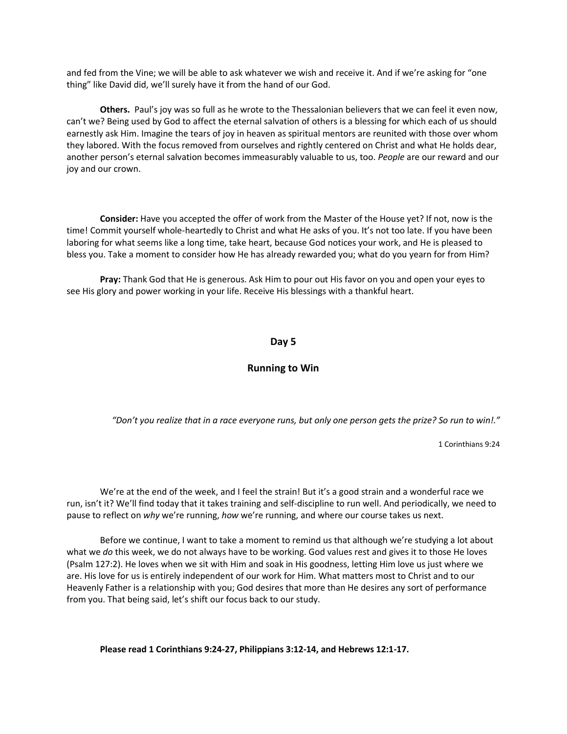and fed from the Vine; we will be able to ask whatever we wish and receive it. And if we're asking for "one thing" like David did, we'll surely have it from the hand of our God.

**Others.** Paul's joy was so full as he wrote to the Thessalonian believers that we can feel it even now, can't we? Being used by God to affect the eternal salvation of others is a blessing for which each of us should earnestly ask Him. Imagine the tears of joy in heaven as spiritual mentors are reunited with those over whom they labored. With the focus removed from ourselves and rightly centered on Christ and what He holds dear, another person's eternal salvation becomes immeasurably valuable to us, too. *People* are our reward and our joy and our crown.

**Consider:** Have you accepted the offer of work from the Master of the House yet? If not, now is the time! Commit yourself whole-heartedly to Christ and what He asks of you. It's not too late. If you have been laboring for what seems like a long time, take heart, because God notices your work, and He is pleased to bless you. Take a moment to consider how He has already rewarded you; what do you yearn for from Him?

**Pray:** Thank God that He is generous. Ask Him to pour out His favor on you and open your eyes to see His glory and power working in your life. Receive His blessings with a thankful heart.

## Day 5

## Running to Win

*"Don't you realize that in a race everyone runs, but only one person gets the prize? So run to win!."*

1 Corinthians 9:24

We're at the end of the week, and I feel the strain! But it's a good strain and a wonderful race we run, isn't it? We'll find today that it takes training and self-discipline to run well. And periodically, we need to pause to reflect on *why* we're running, *how* we're running, and where our course takes us next.

Before we continue, I want to take a moment to remind us that although we're studying a lot about what we *do* this week, we do not always have to be working. God values rest and gives it to those He loves (Psalm 127:2). He loves when we sit with Him and soak in His goodness, letting Him love us just where we are. His love for us is entirely independent of our work for Him. What matters most to Christ and to our Heavenly Father is a relationship with you; God desires that more than He desires any sort of performance from you. That being said, let's shift our focus back to our study.

**Please read 1 Corinthians 9:24-27, Philippians 3:12-14, and Hebrews 12:1-17.**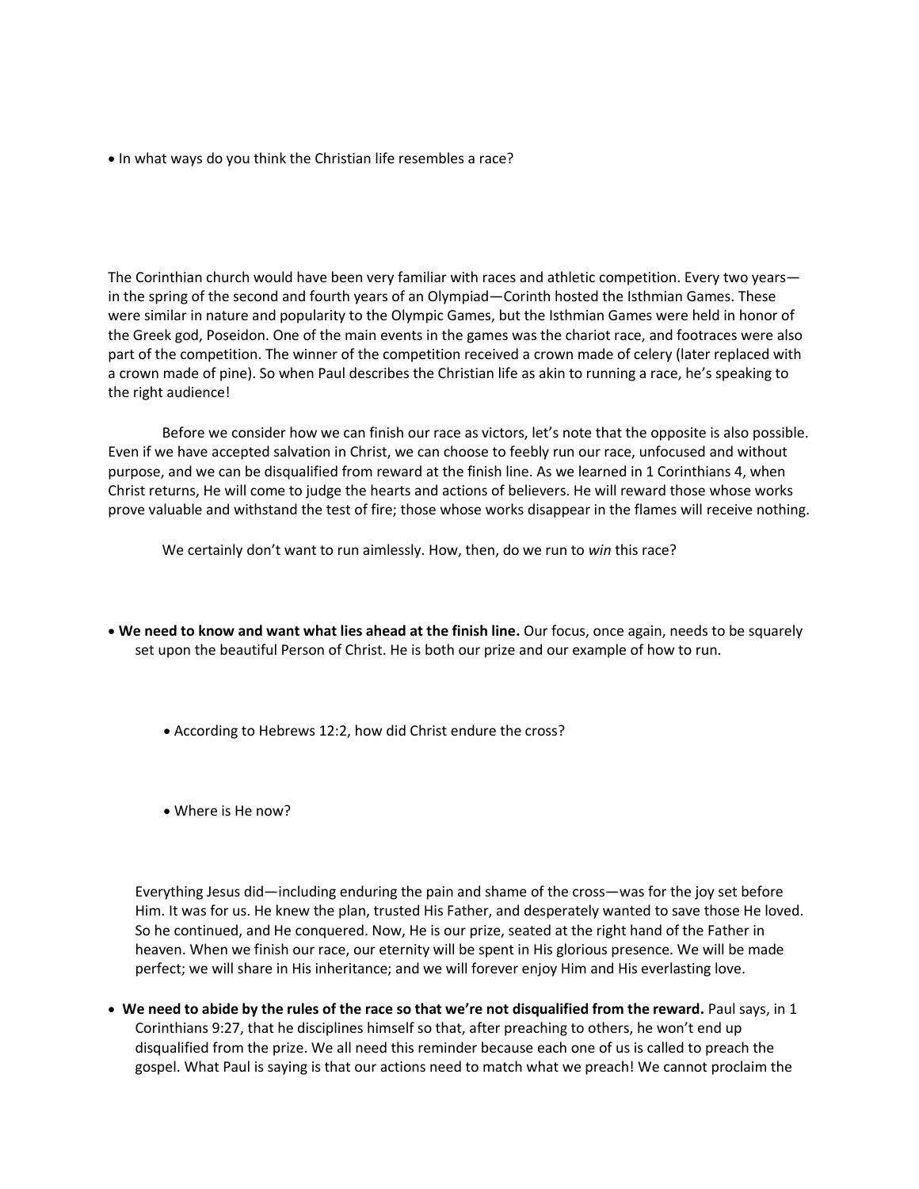- In what ways do you think the Christian life resembles a race?

The Corinthian church would have been very familiar with races and athletic competition. Every two years—in the spring of the second and fourth years of an Olympiad—Corinth hosted the Isthmian Games. These were similar in nature and popularity to the Olympic Games, but the Isthmian Games were held in honor of the Greek god, Poseidon. One of the main events in the games was the chariot race, and footraces were also part of the competition. The winner of the competition received a crown made of celery (later replaced with a crown made of pine). So when Paul describes the Christian life as akin to running a race, he's speaking to the right audience!

Before we consider how we can finish our race as victors, let's note that the opposite is also possible. Even if we have accepted salvation in Christ, we can choose to feebly run our race, unfocused and without purpose, and we can be disqualified from reward at the finish line. As we learned in 1 Corinthians 4, when Christ returns, He will come to judge the hearts and actions of believers. He will reward those whose works prove valuable and withstand the test of fire; those whose works disappear in the flames will receive nothing.

We certainly don't want to run aimlessly. How, then, do we run to *win* this race?

- **We need to know and want what lies ahead at the finish line.** Our focus, once again, needs to be squarely set upon the beautiful Person of Christ. He is both our prize and our example of how to run.

  - According to Hebrews 12:2, how did Christ endure the cross?

  - Where is He now?

  Everything Jesus did—including enduring the pain and shame of the cross—was for the joy set before Him. It was for us. He knew the plan, trusted His Father, and desperately wanted to save those He loved. So he continued, and He conquered. Now, He is our prize, seated at the right hand of the Father in heaven. When we finish our race, our eternity will be spent in His glorious presence. We will be made perfect; we will share in His inheritance; and we will forever enjoy Him and His everlasting love.

- **We need to abide by the rules of the race so that we're not disqualified from the reward.** Paul says, in 1 Corinthians 9:27, that he disciplines himself so that, after preaching to others, he won't end up disqualified from the prize. We all need this reminder because each one of us is called to preach the gospel. What Paul is saying is that our actions need to match what we preach! We cannot proclaim the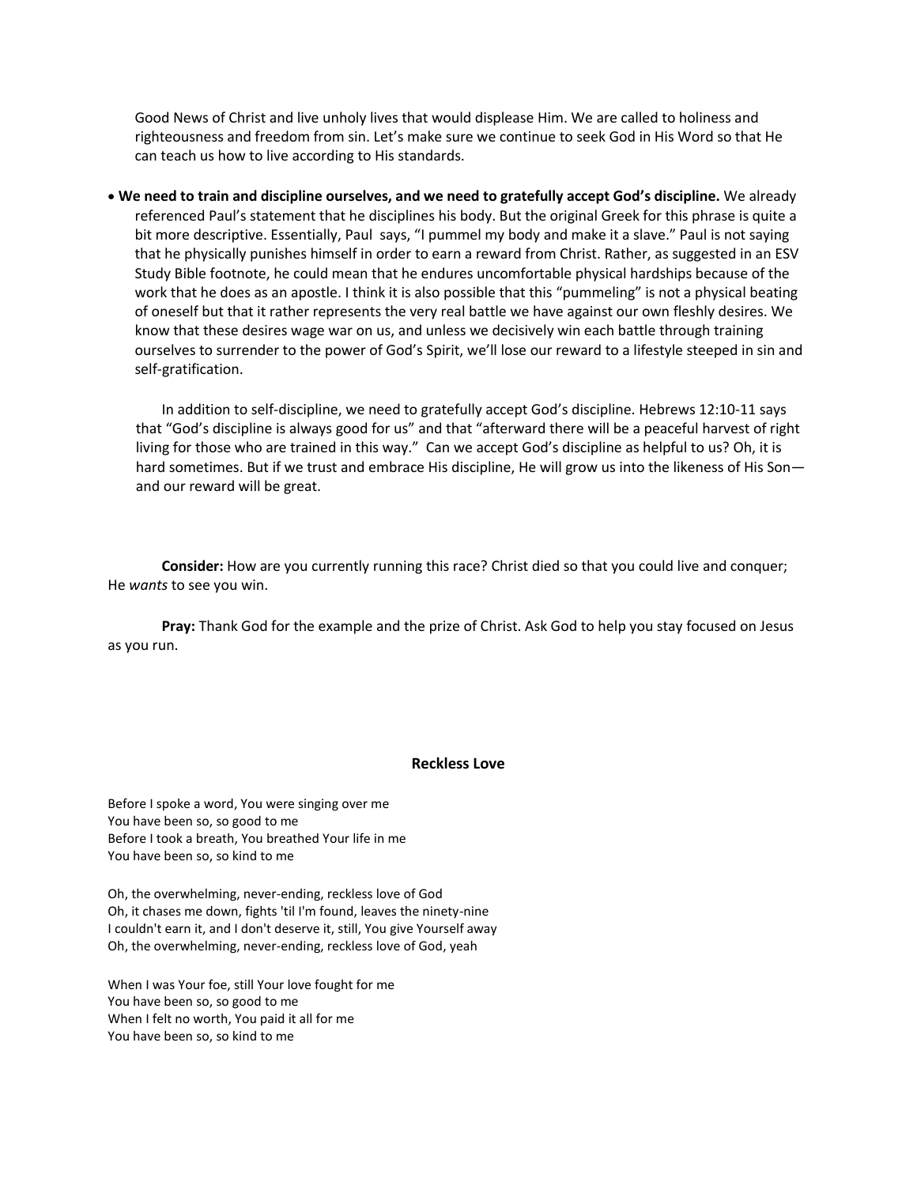Good News of Christ and live unholy lives that would displease Him. We are called to holiness and righteousness and freedom from sin. Let's make sure we continue to seek God in His Word so that He can teach us how to live according to His standards.

- **We need to train and discipline ourselves, and we need to gratefully accept God's discipline.** We already referenced Paul's statement that he disciplines his body. But the original Greek for this phrase is quite a bit more descriptive. Essentially, Paul says, "I pummel my body and make it a slave." Paul is not saying that he physically punishes himself in order to earn a reward from Christ. Rather, as suggested in an ESV Study Bible footnote, he could mean that he endures uncomfortable physical hardships because of the work that he does as an apostle. I think it is also possible that this "pummeling" is not a physical beating of oneself but that it rather represents the very real battle we have against our own fleshly desires. We know that these desires wage war on us, and unless we decisively win each battle through training ourselves to surrender to the power of God's Spirit, we'll lose our reward to a lifestyle steeped in sin and self-gratification.

  In addition to self-discipline, we need to gratefully accept God's discipline. Hebrews 12:10-11 says that "God's discipline is always good for us" and that "afterward there will be a peaceful harvest of right living for those who are trained in this way." Can we accept God's discipline as helpful to us? Oh, it is hard sometimes. But if we trust and embrace His discipline, He will grow us into the likeness of His Son—and our reward will be great.

**Consider:** How are you currently running this race? Christ died so that you could live and conquer; He *wants* to see you win.

**Pray:** Thank God for the example and the prize of Christ. Ask God to help you stay focused on Jesus as you run.

## Reckless Love

Before I spoke a word, You were singing over me
You have been so, so good to me
Before I took a breath, You breathed Your life in me
You have been so, so kind to me

Oh, the overwhelming, never-ending, reckless love of God
Oh, it chases me down, fights 'til I'm found, leaves the ninety-nine
I couldn't earn it, and I don't deserve it, still, You give Yourself away
Oh, the overwhelming, never-ending, reckless love of God, yeah

When I was Your foe, still Your love fought for me
You have been so, so good to me
When I felt no worth, You paid it all for me
You have been so, so kind to me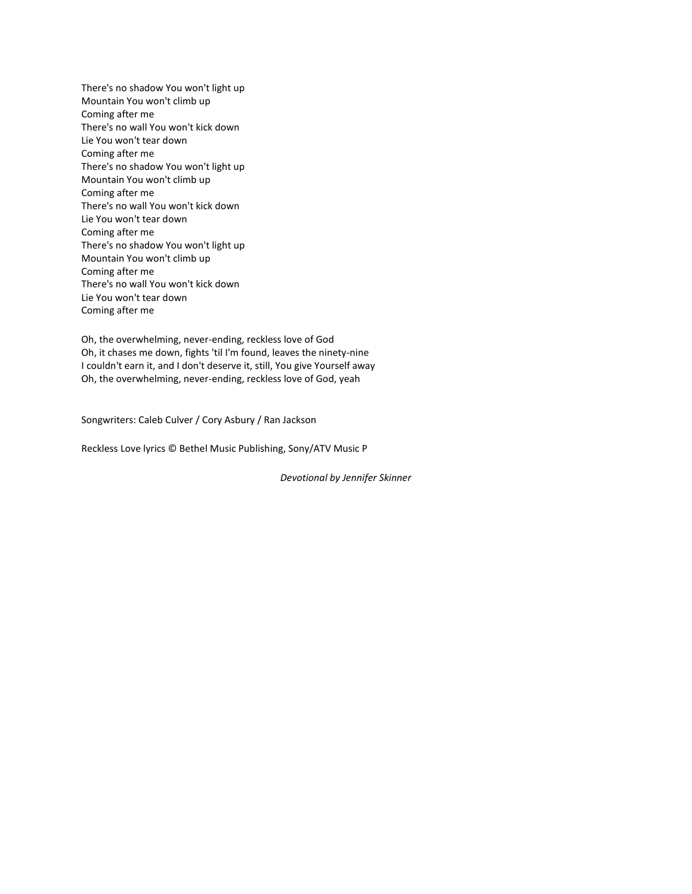There's no shadow You won't light up
Mountain You won't climb up
Coming after me
There's no wall You won't kick down
Lie You won't tear down
Coming after me
There's no shadow You won't light up
Mountain You won't climb up
Coming after me
There's no wall You won't kick down
Lie You won't tear down
Coming after me
There's no shadow You won't light up
Mountain You won't climb up
Coming after me
There's no wall You won't kick down
Lie You won't tear down
Coming after me

Oh, the overwhelming, never-ending, reckless love of God
Oh, it chases me down, fights 'til I'm found, leaves the ninety-nine
I couldn't earn it, and I don't deserve it, still, You give Yourself away
Oh, the overwhelming, never-ending, reckless love of God, yeah

Songwriters: Caleb Culver / Cory Asbury / Ran Jackson

Reckless Love lyrics © Bethel Music Publishing, Sony/ATV Music P

*Devotional by Jennifer Skinner*